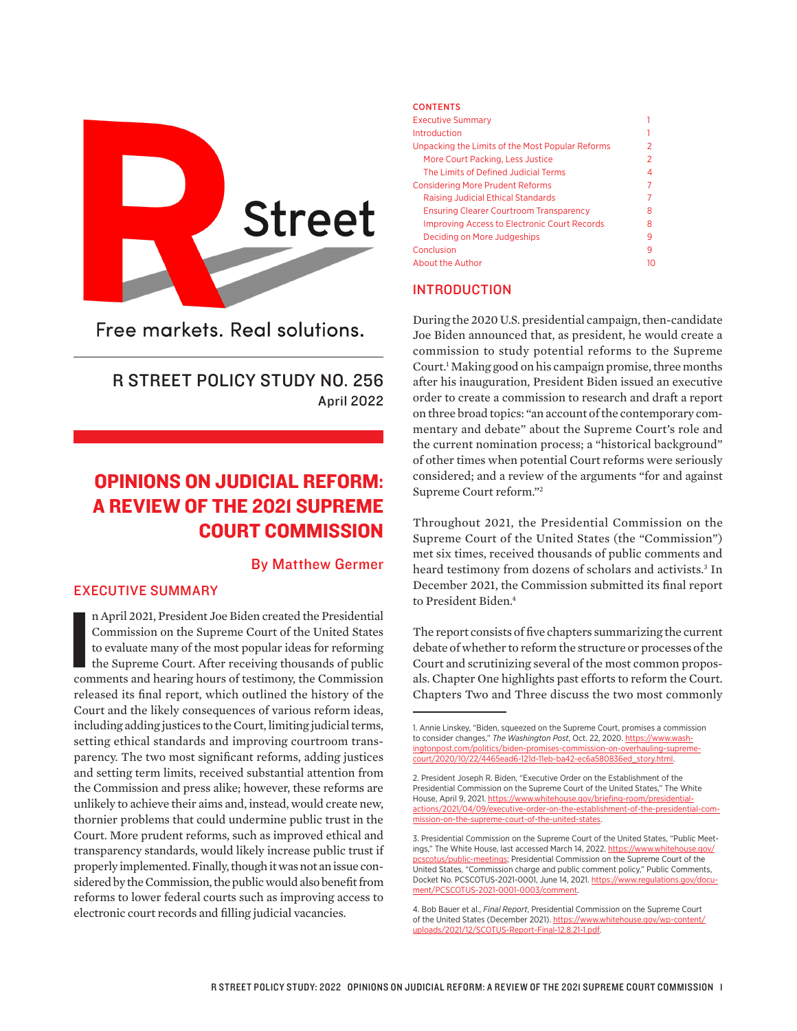Free markets. Real solutions.

R STREET POLICY STUDY NO. 256
April 2022

# OPINIONS ON JUDICIAL REFORM: A REVIEW OF THE 2021 SUPREME COURT COMMISSION

By Matthew Germer

## EXECUTIVE SUMMARY

In April 2021, President Joe Biden created the Presidential Commission on the Supreme Court of the United States to evaluate many of the most popular ideas for reforming the Supreme Court. After receiving thousands of public comments and hearing hours of testimony, the Commission released its final report, which outlined the history of the Court and the likely consequences of various reform ideas, including adding justices to the Court, limiting judicial terms, setting ethical standards and improving courtroom transparency. The two most significant reforms, adding justices and setting term limits, received substantial attention from the Commission and press alike; however, these reforms are unlikely to achieve their aims and, instead, would create new, thornier problems that could undermine public trust in the Court. More prudent reforms, such as improved ethical and transparency standards, would likely increase public trust if properly implemented. Finally, though it was not an issue considered by the Commission, the public would also benefit from reforms to lower federal courts such as improving access to electronic court records and filling judicial vacancies.

CONTENTS

| | |
|---|---|
| Executive Summary | 1 |
| Introduction | 1 |
| Unpacking the Limits of the Most Popular Reforms | 2 |
| More Court Packing, Less Justice | 2 |
| The Limits of Defined Judicial Terms | 4 |
| Considering More Prudent Reforms | 7 |
| Raising Judicial Ethical Standards | 7 |
| Ensuring Clearer Courtroom Transparency | 8 |
| Improving Access to Electronic Court Records | 8 |
| Deciding on More Judgeships | 9 |
| Conclusion | 9 |
| About the Author | 10 |

## INTRODUCTION

During the 2020 U.S. presidential campaign, then-candidate Joe Biden announced that, as president, he would create a commission to study potential reforms to the Supreme Court.[1] Making good on his campaign promise, three months after his inauguration, President Biden issued an executive order to create a commission to research and draft a report on three broad topics: "an account of the contemporary commentary and debate" about the Supreme Court's role and the current nomination process; a "historical background" of other times when potential Court reforms were seriously considered; and a review of the arguments "for and against Supreme Court reform."[2]

Throughout 2021, the Presidential Commission on the Supreme Court of the United States (the "Commission") met six times, received thousands of public comments and heard testimony from dozens of scholars and activists.[3] In December 2021, the Commission submitted its final report to President Biden.[4]

The report consists of five chapters summarizing the current debate of whether to reform the structure or processes of the Court and scrutinizing several of the most common proposals. Chapter One highlights past efforts to reform the Court. Chapters Two and Three discuss the two most commonly

1. Annie Linskey, "Biden, squeezed on the Supreme Court, promises a commission to consider changes," *The Washington Post*, Oct. 22, 2020. https://www.washingtonpost.com/politics/biden-promises-commission-on-overhauling-supreme-court/2020/10/22/4465ead6-121d-11eb-ba42-ec6a580836ed_story.html.

2. President Joseph R. Biden, "Executive Order on the Establishment of the Presidential Commission on the Supreme Court of the United States," The White House, April 9, 2021. https://www.whitehouse.gov/briefing-room/presidential-actions/2021/04/09/executive-order-on-the-establishment-of-the-presidential-commission-on-the-supreme-court-of-the-united-states.

3. Presidential Commission on the Supreme Court of the United States, "Public Meetings," The White House, last accessed March 14, 2022. https://www.whitehouse.gov/pcscotus/public-meetings; Presidential Commission on the Supreme Court of the United States, "Commission charge and public comment policy," Public Comments, Docket No. PCSCOTUS-2021-0001, June 14, 2021. https://www.regulations.gov/document/PCSCOTUS-2021-0001-0003/comment.

4. Bob Bauer et al., *Final Report*, Presidential Commission on the Supreme Court of the United States (December 2021). https://www.whitehouse.gov/wp-content/uploads/2021/12/SCOTUS-Report-Final-12.8.21-1.pdf.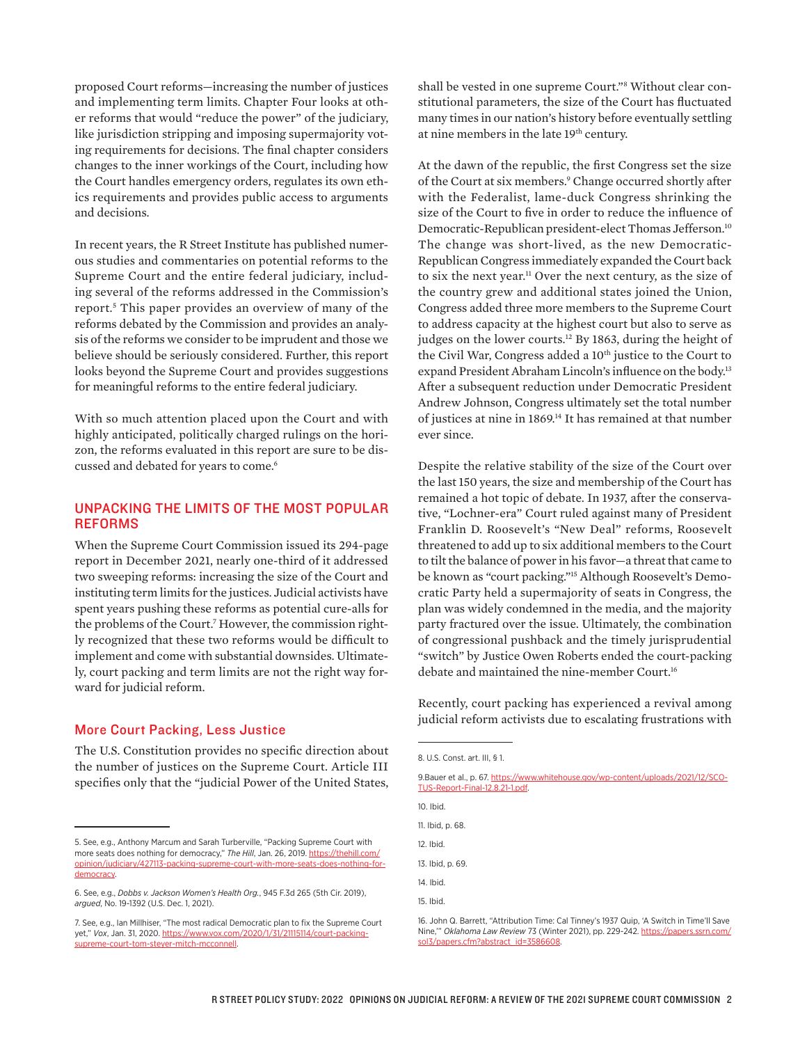proposed Court reforms—increasing the number of justices and implementing term limits. Chapter Four looks at other reforms that would "reduce the power" of the judiciary, like jurisdiction stripping and imposing supermajority voting requirements for decisions. The final chapter considers changes to the inner workings of the Court, including how the Court handles emergency orders, regulates its own ethics requirements and provides public access to arguments and decisions.

In recent years, the R Street Institute has published numerous studies and commentaries on potential reforms to the Supreme Court and the entire federal judiciary, including several of the reforms addressed in the Commission's report.[5] This paper provides an overview of many of the reforms debated by the Commission and provides an analysis of the reforms we consider to be imprudent and those we believe should be seriously considered. Further, this report looks beyond the Supreme Court and provides suggestions for meaningful reforms to the entire federal judiciary.

With so much attention placed upon the Court and with highly anticipated, politically charged rulings on the horizon, the reforms evaluated in this report are sure to be discussed and debated for years to come.[6]

## UNPACKING THE LIMITS OF THE MOST POPULAR REFORMS

When the Supreme Court Commission issued its 294-page report in December 2021, nearly one-third of it addressed two sweeping reforms: increasing the size of the Court and instituting term limits for the justices. Judicial activists have spent years pushing these reforms as potential cure-alls for the problems of the Court.[7] However, the commission rightly recognized that these two reforms would be difficult to implement and come with substantial downsides. Ultimately, court packing and term limits are not the right way forward for judicial reform.

### More Court Packing, Less Justice

The U.S. Constitution provides no specific direction about the number of justices on the Supreme Court. Article III specifies only that the "judicial Power of the United States, shall be vested in one supreme Court."[8] Without clear constitutional parameters, the size of the Court has fluctuated many times in our nation's history before eventually settling at nine members in the late 19th century.

At the dawn of the republic, the first Congress set the size of the Court at six members.[9] Change occurred shortly after with the Federalist, lame-duck Congress shrinking the size of the Court to five in order to reduce the influence of Democratic-Republican president-elect Thomas Jefferson.[10] The change was short-lived, as the new Democratic-Republican Congress immediately expanded the Court back to six the next year.[11] Over the next century, as the size of the country grew and additional states joined the Union, Congress added three more members to the Supreme Court to address capacity at the highest court but also to serve as judges on the lower courts.[12] By 1863, during the height of the Civil War, Congress added a 10th justice to the Court to expand President Abraham Lincoln's influence on the body.[13] After a subsequent reduction under Democratic President Andrew Johnson, Congress ultimately set the total number of justices at nine in 1869.[14] It has remained at that number ever since.

Despite the relative stability of the size of the Court over the last 150 years, the size and membership of the Court has remained a hot topic of debate. In 1937, after the conservative, "Lochner-era" Court ruled against many of President Franklin D. Roosevelt's "New Deal" reforms, Roosevelt threatened to add up to six additional members to the Court to tilt the balance of power in his favor—a threat that came to be known as "court packing."[15] Although Roosevelt's Democratic Party held a supermajority of seats in Congress, the plan was widely condemned in the media, and the majority party fractured over the issue. Ultimately, the combination of congressional pushback and the timely jurisprudential "switch" by Justice Owen Roberts ended the court-packing debate and maintained the nine-member Court.[16]

Recently, court packing has experienced a revival among judicial reform activists due to escalating frustrations with

---

5. See, e.g., Anthony Marcum and Sarah Turberville, "Packing Supreme Court with more seats does nothing for democracy," *The Hill*, Jan. 26, 2019. https://thehill.com/opinion/judiciary/427113-packing-supreme-court-with-more-seats-does-nothing-for-democracy.

6. See, e.g., *Dobbs v. Jackson Women's Health Org.*, 945 F.3d 265 (5th Cir. 2019), *argued*, No. 19-1392 (U.S. Dec. 1, 2021).

7. See, e.g., Ian Millhiser, "The most radical Democratic plan to fix the Supreme Court yet," *Vox*, Jan. 31, 2020. https://www.vox.com/2020/1/31/21115114/court-packing-supreme-court-tom-steyer-mitch-mcconnell.

8. U.S. Const. art. III, § 1.

9. Bauer et al., p. 67. https://www.whitehouse.gov/wp-content/uploads/2021/12/SCOTUS-Report-Final-12.8.21-1.pdf.

10. Ibid.

11. Ibid, p. 68.

12. Ibid.

13. Ibid, p. 69.

14. Ibid.

15. Ibid.

16. John Q. Barrett, "Attribution Time: Cal Tinney's 1937 Quip, 'A Switch in Time'll Save Nine,'" *Oklahoma Law Review* 73 (Winter 2021), pp. 229-242. https://papers.ssrn.com/sol3/papers.cfm?abstract_id=3586608.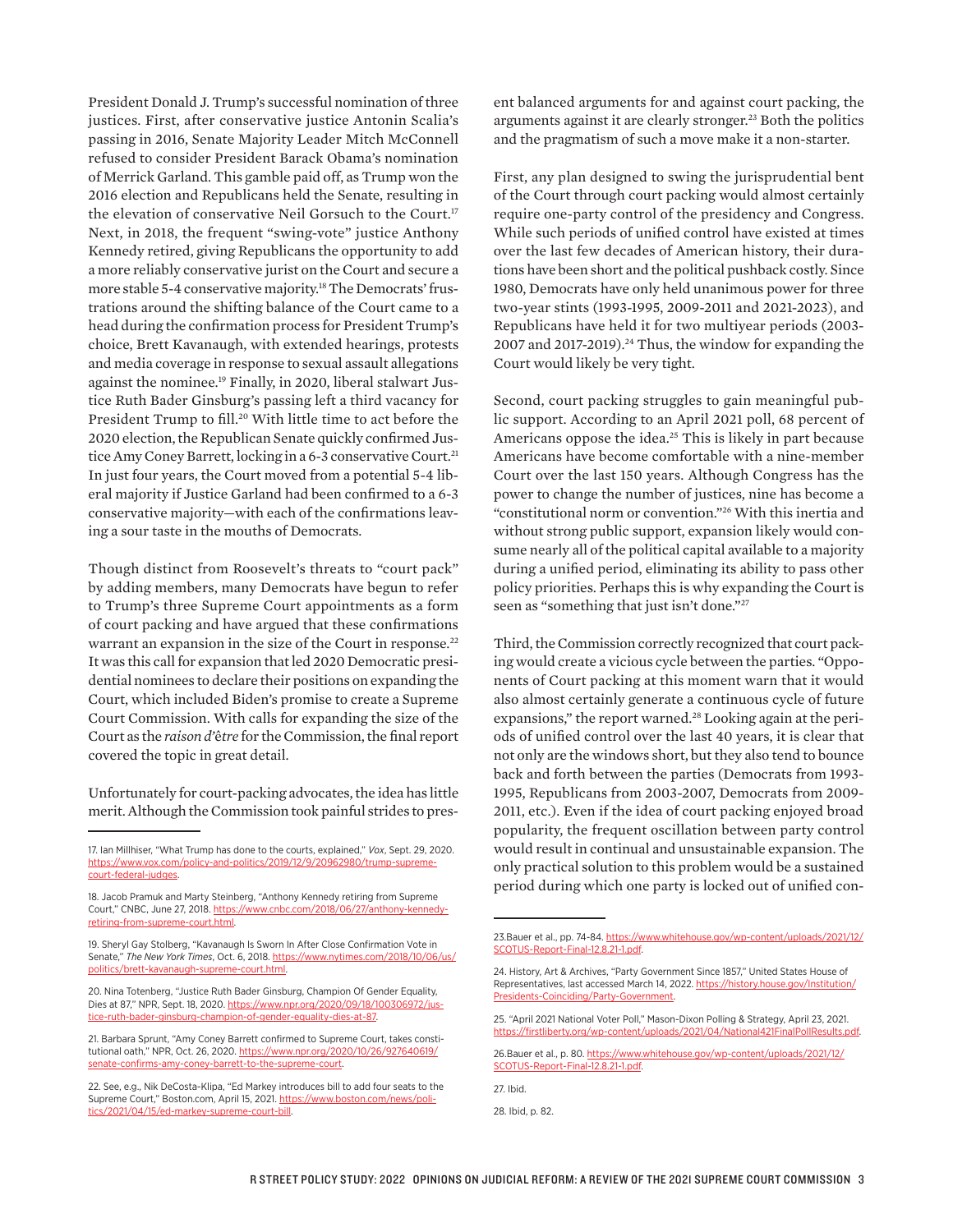President Donald J. Trump's successful nomination of three justices. First, after conservative justice Antonin Scalia's passing in 2016, Senate Majority Leader Mitch McConnell refused to consider President Barack Obama's nomination of Merrick Garland. This gamble paid off, as Trump won the 2016 election and Republicans held the Senate, resulting in the elevation of conservative Neil Gorsuch to the Court.[17] Next, in 2018, the frequent "swing-vote" justice Anthony Kennedy retired, giving Republicans the opportunity to add a more reliably conservative jurist on the Court and secure a more stable 5-4 conservative majority.[18] The Democrats' frustrations around the shifting balance of the Court came to a head during the confirmation process for President Trump's choice, Brett Kavanaugh, with extended hearings, protests and media coverage in response to sexual assault allegations against the nominee.[19] Finally, in 2020, liberal stalwart Justice Ruth Bader Ginsburg's passing left a third vacancy for President Trump to fill.[20] With little time to act before the 2020 election, the Republican Senate quickly confirmed Justice Amy Coney Barrett, locking in a 6-3 conservative Court.[21] In just four years, the Court moved from a potential 5-4 liberal majority if Justice Garland had been confirmed to a 6-3 conservative majority—with each of the confirmations leaving a sour taste in the mouths of Democrats.

Though distinct from Roosevelt's threats to "court pack" by adding members, many Democrats have begun to refer to Trump's three Supreme Court appointments as a form of court packing and have argued that these confirmations warrant an expansion in the size of the Court in response.[22] It was this call for expansion that led 2020 Democratic presidential nominees to declare their positions on expanding the Court, which included Biden's promise to create a Supreme Court Commission. With calls for expanding the size of the Court as the *raison d'être* for the Commission, the final report covered the topic in great detail.

Unfortunately for court-packing advocates, the idea has little merit. Although the Commission took painful strides to present balanced arguments for and against court packing, the arguments against it are clearly stronger.[23] Both the politics and the pragmatism of such a move make it a non-starter.

First, any plan designed to swing the jurisprudential bent of the Court through court packing would almost certainly require one-party control of the presidency and Congress. While such periods of unified control have existed at times over the last few decades of American history, their durations have been short and the political pushback costly. Since 1980, Democrats have only held unanimous power for three two-year stints (1993-1995, 2009-2011 and 2021-2023), and Republicans have held it for two multiyear periods (2003-2007 and 2017-2019).[24] Thus, the window for expanding the Court would likely be very tight.

Second, court packing struggles to gain meaningful public support. According to an April 2021 poll, 68 percent of Americans oppose the idea.[25] This is likely in part because Americans have become comfortable with a nine-member Court over the last 150 years. Although Congress has the power to change the number of justices, nine has become a "constitutional norm or convention."[26] With this inertia and without strong public support, expansion likely would consume nearly all of the political capital available to a majority during a unified period, eliminating its ability to pass other policy priorities. Perhaps this is why expanding the Court is seen as "something that just isn't done."[27]

Third, the Commission correctly recognized that court packing would create a vicious cycle between the parties. "Opponents of Court packing at this moment warn that it would also almost certainly generate a continuous cycle of future expansions," the report warned.[28] Looking again at the periods of unified control over the last 40 years, it is clear that not only are the windows short, but they also tend to bounce back and forth between the parties (Democrats from 1993-1995, Republicans from 2003-2007, Democrats from 2009-2011, etc.). Even if the idea of court packing enjoyed broad popularity, the frequent oscillation between party control would result in continual and unsustainable expansion. The only practical solution to this problem would be a sustained period during which one party is locked out of unified con-

---

17. Ian Millhiser, "What Trump has done to the courts, explained," *Vox*, Sept. 29, 2020. https://www.vox.com/policy-and-politics/2019/12/9/20962980/trump-supreme-court-federal-judges.

18. Jacob Pramuk and Marty Steinberg, "Anthony Kennedy retiring from Supreme Court," CNBC, June 27, 2018. https://www.cnbc.com/2018/06/27/anthony-kennedy-retiring-from-supreme-court.html.

19. Sheryl Gay Stolberg, "Kavanaugh Is Sworn In After Close Confirmation Vote in Senate," *The New York Times*, Oct. 6, 2018. https://www.nytimes.com/2018/10/06/us/politics/brett-kavanaugh-supreme-court.html.

20. Nina Totenberg, "Justice Ruth Bader Ginsburg, Champion Of Gender Equality, Dies at 87," NPR, Sept. 18, 2020. https://www.npr.org/2020/09/18/100306972/justice-ruth-bader-ginsburg-champion-of-gender-equality-dies-at-87.

21. Barbara Sprunt, "Amy Coney Barrett confirmed to Supreme Court, takes constitutional oath," NPR, Oct. 26, 2020. https://www.npr.org/2020/10/26/927640619/senate-confirms-amy-coney-barrett-to-the-supreme-court.

22. See, e.g., Nik DeCosta-Klipa, "Ed Markey introduces bill to add four seats to the Supreme Court," Boston.com, April 15, 2021. https://www.boston.com/news/politics/2021/04/15/ed-markey-supreme-court-bill.

23. Bauer et al., pp. 74-84. https://www.whitehouse.gov/wp-content/uploads/2021/12/SCOTUS-Report-Final-12.8.21-1.pdf.

24. History, Art & Archives, "Party Government Since 1857," United States House of Representatives, last accessed March 14, 2022. https://history.house.gov/Institution/Presidents-Coinciding/Party-Government.

25. "April 2021 National Voter Poll," Mason-Dixon Polling & Strategy, April 23, 2021. https://firstliberty.org/wp-content/uploads/2021/04/National421FinalPollResults.pdf.

26. Bauer et al., p. 80. https://www.whitehouse.gov/wp-content/uploads/2021/12/SCOTUS-Report-Final-12.8.21-1.pdf.

27. Ibid.

28. Ibid, p. 82.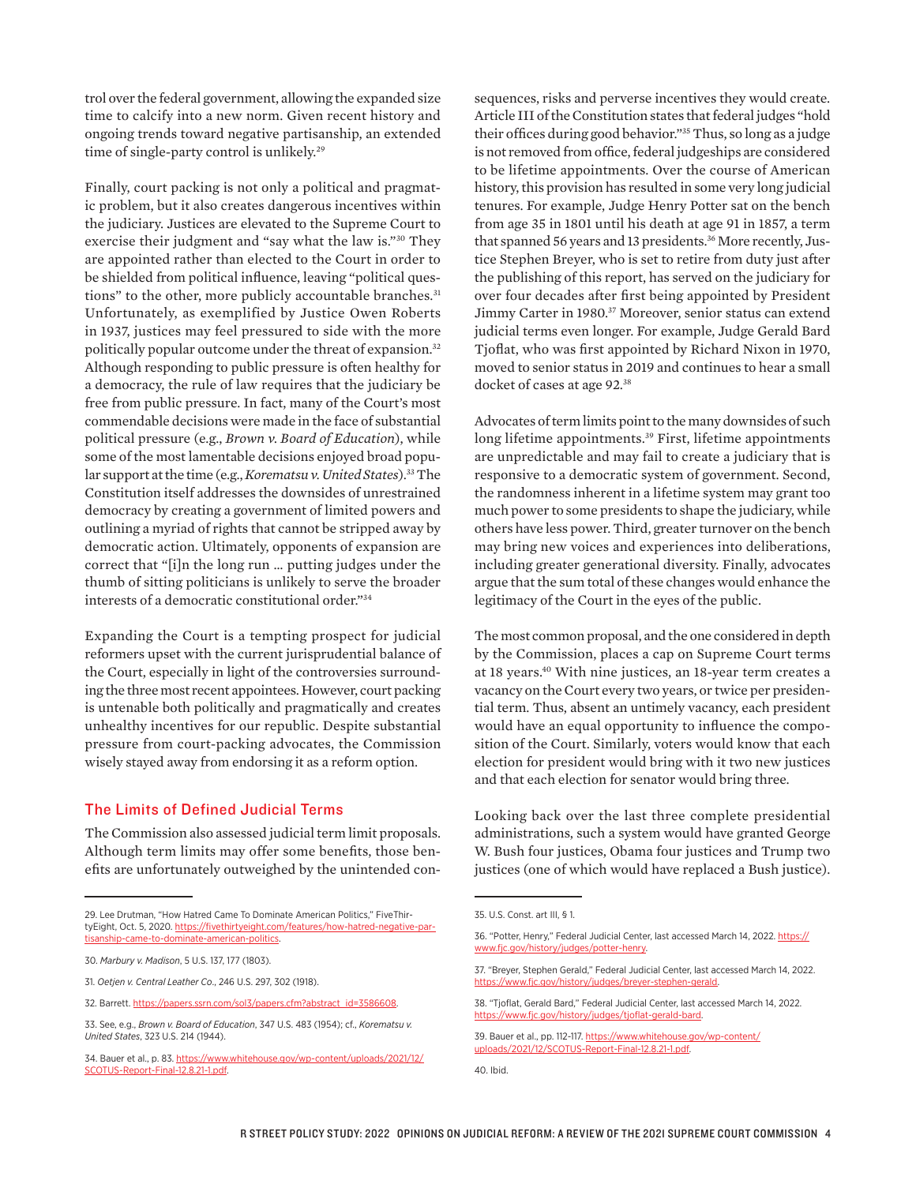trol over the federal government, allowing the expanded size time to calcify into a new norm. Given recent history and ongoing trends toward negative partisanship, an extended time of single-party control is unlikely.[29]

Finally, court packing is not only a political and pragmatic problem, but it also creates dangerous incentives within the judiciary. Justices are elevated to the Supreme Court to exercise their judgment and "say what the law is."[30] They are appointed rather than elected to the Court in order to be shielded from political influence, leaving "political questions" to the other, more publicly accountable branches.[31] Unfortunately, as exemplified by Justice Owen Roberts in 1937, justices may feel pressured to side with the more politically popular outcome under the threat of expansion.[32] Although responding to public pressure is often healthy for a democracy, the rule of law requires that the judiciary be free from public pressure. In fact, many of the Court's most commendable decisions were made in the face of substantial political pressure (e.g., *Brown v. Board of Education*), while some of the most lamentable decisions enjoyed broad popular support at the time (e.g., *Korematsu v. United States*).[33] The Constitution itself addresses the downsides of unrestrained democracy by creating a government of limited powers and outlining a myriad of rights that cannot be stripped away by democratic action. Ultimately, opponents of expansion are correct that "[i]n the long run … putting judges under the thumb of sitting politicians is unlikely to serve the broader interests of a democratic constitutional order."[34]

Expanding the Court is a tempting prospect for judicial reformers upset with the current jurisprudential balance of the Court, especially in light of the controversies surrounding the three most recent appointees. However, court packing is untenable both politically and pragmatically and creates unhealthy incentives for our republic. Despite substantial pressure from court-packing advocates, the Commission wisely stayed away from endorsing it as a reform option.

### The Limits of Defined Judicial Terms

The Commission also assessed judicial term limit proposals. Although term limits may offer some benefits, those benefits are unfortunately outweighed by the unintended consequences, risks and perverse incentives they would create. Article III of the Constitution states that federal judges "hold their offices during good behavior."[35] Thus, so long as a judge is not removed from office, federal judgeships are considered to be lifetime appointments. Over the course of American history, this provision has resulted in some very long judicial tenures. For example, Judge Henry Potter sat on the bench from age 35 in 1801 until his death at age 91 in 1857, a term that spanned 56 years and 13 presidents.[36] More recently, Justice Stephen Breyer, who is set to retire from duty just after the publishing of this report, has served on the judiciary for over four decades after first being appointed by President Jimmy Carter in 1980.[37] Moreover, senior status can extend judicial terms even longer. For example, Judge Gerald Bard Tjoflat, who was first appointed by Richard Nixon in 1970, moved to senior status in 2019 and continues to hear a small docket of cases at age 92.[38]

Advocates of term limits point to the many downsides of such long lifetime appointments.[39] First, lifetime appointments are unpredictable and may fail to create a judiciary that is responsive to a democratic system of government. Second, the randomness inherent in a lifetime system may grant too much power to some presidents to shape the judiciary, while others have less power. Third, greater turnover on the bench may bring new voices and experiences into deliberations, including greater generational diversity. Finally, advocates argue that the sum total of these changes would enhance the legitimacy of the Court in the eyes of the public.

The most common proposal, and the one considered in depth by the Commission, places a cap on Supreme Court terms at 18 years.[40] With nine justices, an 18-year term creates a vacancy on the Court every two years, or twice per presidential term. Thus, absent an untimely vacancy, each president would have an equal opportunity to influence the composition of the Court. Similarly, voters would know that each election for president would bring with it two new justices and that each election for senator would bring three.

Looking back over the last three complete presidential administrations, such a system would have granted George W. Bush four justices, Obama four justices and Trump two justices (one of which would have replaced a Bush justice).

---

29. Lee Drutman, "How Hatred Came To Dominate American Politics," FiveThirtyEight, Oct. 5, 2020. https://fivethirtyeight.com/features/how-hatred-negative-partisanship-came-to-dominate-american-politics.

30. *Marbury v. Madison*, 5 U.S. 137, 177 (1803).

31. *Oetjen v. Central Leather Co*., 246 U.S. 297, 302 (1918).

32. Barrett. https://papers.ssrn.com/sol3/papers.cfm?abstract_id=3586608.

33. See, e.g., *Brown v. Board of Education*, 347 U.S. 483 (1954); cf., *Korematsu v. United States*, 323 U.S. 214 (1944).

34. Bauer et al., p. 83. https://www.whitehouse.gov/wp-content/uploads/2021/12/SCOTUS-Report-Final-12.8.21-1.pdf.

35. U.S. Const. art III, § 1.

36. "Potter, Henry," Federal Judicial Center, last accessed March 14, 2022. https://www.fjc.gov/history/judges/potter-henry.

37. "Breyer, Stephen Gerald," Federal Judicial Center, last accessed March 14, 2022. https://www.fjc.gov/history/judges/breyer-stephen-gerald.

38. "Tjoflat, Gerald Bard," Federal Judicial Center, last accessed March 14, 2022. https://www.fjc.gov/history/judges/tjoflat-gerald-bard.

39. Bauer et al., pp. 112-117. https://www.whitehouse.gov/wp-content/uploads/2021/12/SCOTUS-Report-Final-12.8.21-1.pdf.

40. Ibid.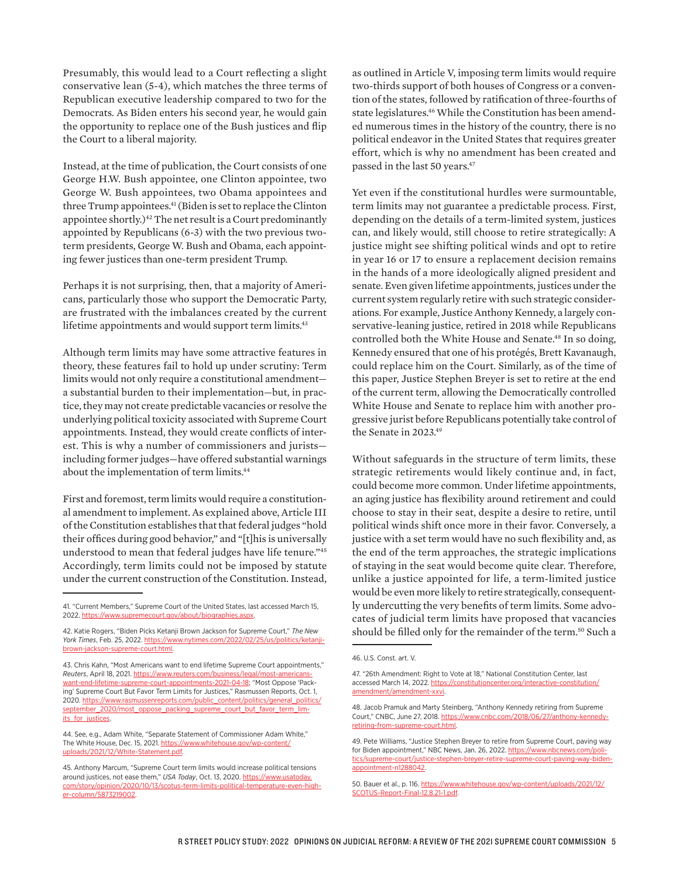Presumably, this would lead to a Court reflecting a slight conservative lean (5-4), which matches the three terms of Republican executive leadership compared to two for the Democrats. As Biden enters his second year, he would gain the opportunity to replace one of the Bush justices and flip the Court to a liberal majority.

Instead, at the time of publication, the Court consists of one George H.W. Bush appointee, one Clinton appointee, two George W. Bush appointees, two Obama appointees and three Trump appointees.[41] (Biden is set to replace the Clinton appointee shortly.)[42] The net result is a Court predominantly appointed by Republicans (6-3) with the two previous two-term presidents, George W. Bush and Obama, each appointing fewer justices than one-term president Trump.

Perhaps it is not surprising, then, that a majority of Americans, particularly those who support the Democratic Party, are frustrated with the imbalances created by the current lifetime appointments and would support term limits.[43]

Although term limits may have some attractive features in theory, these features fail to hold up under scrutiny: Term limits would not only require a constitutional amendment—a substantial burden to their implementation—but, in practice, they may not create predictable vacancies or resolve the underlying political toxicity associated with Supreme Court appointments. Instead, they would create conflicts of interest. This is why a number of commissioners and jurists—including former judges—have offered substantial warnings about the implementation of term limits.[44]

First and foremost, term limits would require a constitutional amendment to implement. As explained above, Article III of the Constitution establishes that that federal judges "hold their offices during good behavior," and "[t]his is universally understood to mean that federal judges have life tenure."[45] Accordingly, term limits could not be imposed by statute under the current construction of the Constitution. Instead, as outlined in Article V, imposing term limits would require two-thirds support of both houses of Congress or a convention of the states, followed by ratification of three-fourths of state legislatures.[46] While the Constitution has been amended numerous times in the history of the country, there is no political endeavor in the United States that requires greater effort, which is why no amendment has been created and passed in the last 50 years.[47]

Yet even if the constitutional hurdles were surmountable, term limits may not guarantee a predictable process. First, depending on the details of a term-limited system, justices can, and likely would, still choose to retire strategically: A justice might see shifting political winds and opt to retire in year 16 or 17 to ensure a replacement decision remains in the hands of a more ideologically aligned president and senate. Even given lifetime appointments, justices under the current system regularly retire with such strategic considerations. For example, Justice Anthony Kennedy, a largely conservative-leaning justice, retired in 2018 while Republicans controlled both the White House and Senate.[48] In so doing, Kennedy ensured that one of his protégés, Brett Kavanaugh, could replace him on the Court. Similarly, as of the time of this paper, Justice Stephen Breyer is set to retire at the end of the current term, allowing the Democratically controlled White House and Senate to replace him with another progressive jurist before Republicans potentially take control of the Senate in 2023.[49]

Without safeguards in the structure of term limits, these strategic retirements would likely continue and, in fact, could become more common. Under lifetime appointments, an aging justice has flexibility around retirement and could choose to stay in their seat, despite a desire to retire, until political winds shift once more in their favor. Conversely, a justice with a set term would have no such flexibility and, as the end of the term approaches, the strategic implications of staying in the seat would become quite clear. Therefore, unlike a justice appointed for life, a term-limited justice would be even more likely to retire strategically, consequently undercutting the very benefits of term limits. Some advocates of judicial term limits have proposed that vacancies should be filled only for the remainder of the term.[50] Such a

---

41. "Current Members," Supreme Court of the United States, last accessed March 15, 2022. https://www.supremecourt.gov/about/biographies.aspx.

42. Katie Rogers, "Biden Picks Ketanji Brown Jackson for Supreme Court," *The New York Times*, Feb. 25, 2022. https://www.nytimes.com/2022/02/25/us/politics/ketanji-brown-jackson-supreme-court.html.

43. Chris Kahn, "Most Americans want to end lifetime Supreme Court appointments," *Reuters*, April 18, 2021. https://www.reuters.com/business/legal/most-americans-want-end-lifetime-supreme-court-appointments-2021-04-18; "Most Oppose 'Packing' Supreme Court But Favor Term Limits for Justices," Rasmussen Reports, Oct. 1, 2020. https://www.rasmussenreports.com/public_content/politics/general_politics/september_2020/most_oppose_packing_supreme_court_but_favor_term_limits_for_justices.

44. See, e.g., Adam White, "Separate Statement of Commissioner Adam White," The White House, Dec. 15, 2021. https://www.whitehouse.gov/wp-content/uploads/2021/12/White-Statement.pdf.

45. Anthony Marcum, "Supreme Court term limits would increase political tensions around justices, not ease them," *USA Today*, Oct. 13, 2020. https://www.usatoday.com/story/opinion/2020/10/13/scotus-term-limits-political-temperature-even-higher-column/5873219002.

46. U.S. Const. art. V.

47. "26th Amendment: Right to Vote at 18," National Constitution Center, last accessed March 14, 2022. https://constitutioncenter.org/interactive-constitution/amendment/amendment-xxvi.

48. Jacob Pramuk and Marty Steinberg, "Anthony Kennedy retiring from Supreme Court," CNBC, June 27, 2018. https://www.cnbc.com/2018/06/27/anthony-kennedy-retiring-from-supreme-court.html.

49. Pete Williams, "Justice Stephen Breyer to retire from Supreme Court, paving way for Biden appointment," NBC News, Jan. 26, 2022. https://www.nbcnews.com/politics/supreme-court/justice-stephen-breyer-retire-supreme-court-paving-way-biden-appointment-n1288042.

50. Bauer et al., p. 116. https://www.whitehouse.gov/wp-content/uploads/2021/12/SCOTUS-Report-Final-12.8.21-1.pdf.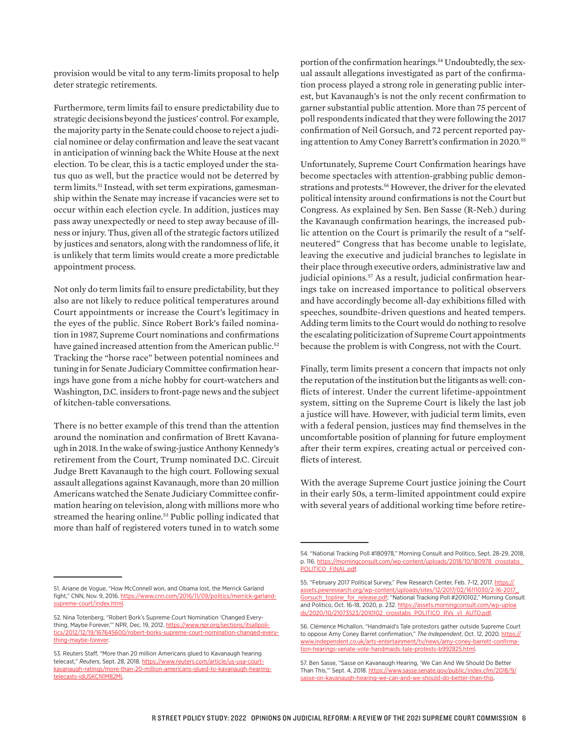provision would be vital to any term-limits proposal to help deter strategic retirements.

Furthermore, term limits fail to ensure predictability due to strategic decisions beyond the justices' control. For example, the majority party in the Senate could choose to reject a judicial nominee or delay confirmation and leave the seat vacant in anticipation of winning back the White House at the next election. To be clear, this is a tactic employed under the status quo as well, but the practice would not be deterred by term limits.[51] Instead, with set term expirations, gamesmanship within the Senate may increase if vacancies were set to occur within each election cycle. In addition, justices may pass away unexpectedly or need to step away because of illness or injury. Thus, given all of the strategic factors utilized by justices and senators, along with the randomness of life, it is unlikely that term limits would create a more predictable appointment process.

Not only do term limits fail to ensure predictability, but they also are not likely to reduce political temperatures around Court appointments or increase the Court's legitimacy in the eyes of the public. Since Robert Bork's failed nomination in 1987, Supreme Court nominations and confirmations have gained increased attention from the American public.[52] Tracking the "horse race" between potential nominees and tuning in for Senate Judiciary Committee confirmation hearings have gone from a niche hobby for court-watchers and Washington, D.C. insiders to front-page news and the subject of kitchen-table conversations.

There is no better example of this trend than the attention around the nomination and confirmation of Brett Kavanaugh in 2018. In the wake of swing-justice Anthony Kennedy's retirement from the Court, Trump nominated D.C. Circuit Judge Brett Kavanaugh to the high court. Following sexual assault allegations against Kavanaugh, more than 20 million Americans watched the Senate Judiciary Committee confirmation hearing on television, along with millions more who streamed the hearing online.[53] Public polling indicated that more than half of registered voters tuned in to watch some portion of the confirmation hearings.[54] Undoubtedly, the sexual assault allegations investigated as part of the confirmation process played a strong role in generating public interest, but Kavanaugh's is not the only recent confirmation to garner substantial public attention. More than 75 percent of poll respondents indicated that they were following the 2017 confirmation of Neil Gorsuch, and 72 percent reported paying attention to Amy Coney Barrett's confirmation in 2020.[55]

Unfortunately, Supreme Court Confirmation hearings have become spectacles with attention-grabbing public demonstrations and protests.[56] However, the driver for the elevated political intensity around confirmations is not the Court but Congress. As explained by Sen. Ben Sasse (R-Neb.) during the Kavanaugh confirmation hearings, the increased public attention on the Court is primarily the result of a "self-neutered" Congress that has become unable to legislate, leaving the executive and judicial branches to legislate in their place through executive orders, administrative law and judicial opinions.[57] As a result, judicial confirmation hearings take on increased importance to political observers and have accordingly become all-day exhibitions filled with speeches, soundbite-driven questions and heated tempers. Adding term limits to the Court would do nothing to resolve the escalating politicization of Supreme Court appointments because the problem is with Congress, not with the Court.

Finally, term limits present a concern that impacts not only the reputation of the institution but the litigants as well: conflicts of interest. Under the current lifetime-appointment system, sitting on the Supreme Court is likely the last job a justice will have. However, with judicial term limits, even with a federal pension, justices may find themselves in the uncomfortable position of planning for future employment after their term expires, creating actual or perceived conflicts of interest.

With the average Supreme Court justice joining the Court in their early 50s, a term-limited appointment could expire with several years of additional working time before retire-

---

51. Ariane de Vogue, "How McConnell won, and Obama lost, the Merrick Garland fight," CNN, Nov. 9, 2016. https://www.cnn.com/2016/11/09/politics/merrick-garland-supreme-court/index.html.

52. Nina Totenberg, "Robert Bork's Supreme Court Nomination 'Changed Everything, Maybe Forever,'" NPR, Dec. 19, 2012. https://www.npr.org/sections/itsallpolitics/2012/12/19/167645600/robert-borks-supreme-court-nomination-changed-everything-maybe-forever.

53. Reuters Staff, "More than 20 million Americans glued to Kavanaugh hearing telecast," *Reuters*, Sept. 28, 2018. https://www.reuters.com/article/us-usa-court-kavanaugh-ratings/more-than-20-million-americans-glued-to-kavanaugh-hearing-telecasts-idUSKCN1M82MI.

54. "National Tracking Poll #180978," Morning Consult and Politico, Sept. 28-29, 2018, p. 116. https://morningconsult.com/wp-content/uploads/2018/10/180978_crosstabs_POLITICO_FINAL.pdf.

55. "February 2017 Political Survey," Pew Research Center, Feb. 7-12, 2017. https://assets.pewresearch.org/wp-content/uploads/sites/12/2017/02/16111030/2-16-2017_Gorsuch_topline_for_release.pdf; "National Tracking Poll #2010102," Morning Consult and Politico, Oct. 16-18, 2020, p. 232. https://assets.morningconsult.com/wp-uploads/2020/10/21073523/2010102_crosstabs_POLITICO_RVs_v1_AUTO.pdf.

56. Clémence Michallon, "Handmaid's Tale protestors gather outside Supreme Court to oppose Amy Coney Barret confirmation," *The Independent*, Oct. 12, 2020. https://www.independent.co.uk/arts-entertainment/tv/news/amy-coney-barrett-confirmation-hearings-senate-vote-handmaids-tale-protests-b992825.html.

57. Ben Sasse, "Sasse on Kavanaugh Hearing, 'We Can And We Should Do Better Than This,'" Sept. 4, 2018. https://www.sasse.senate.gov/public/index.cfm/2018/9/sasse-on-kavanaugh-hearing-we-can-and-we-should-do-better-than-this.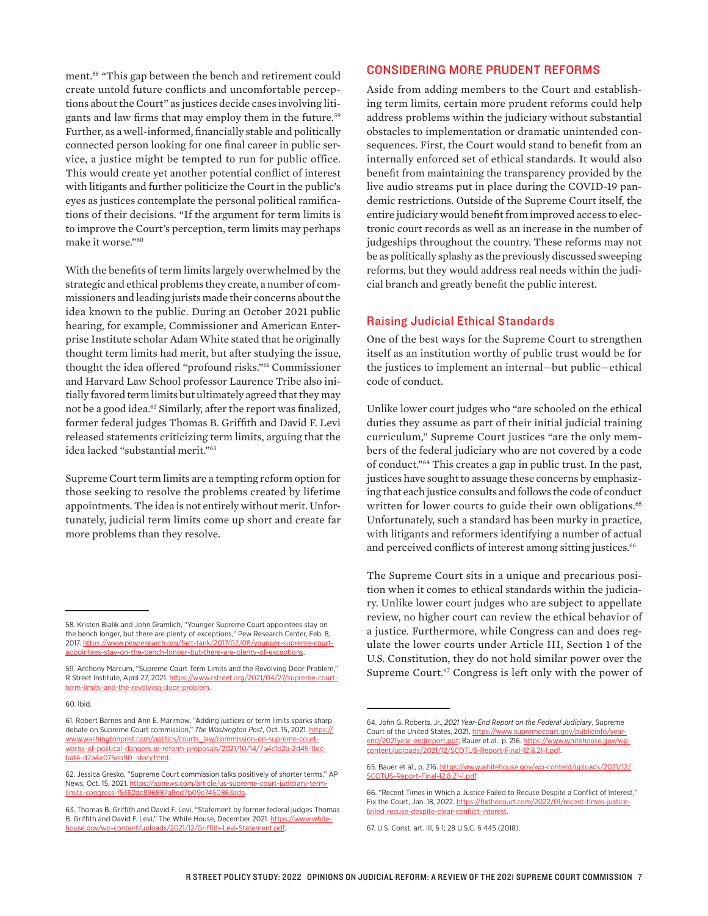ment.[58] "This gap between the bench and retirement could create untold future conflicts and uncomfortable perceptions about the Court" as justices decide cases involving litigants and law firms that may employ them in the future.[59] Further, as a well-informed, financially stable and politically connected person looking for one final career in public service, a justice might be tempted to run for public office. This would create yet another potential conflict of interest with litigants and further politicize the Court in the public's eyes as justices contemplate the personal political ramifications of their decisions. "If the argument for term limits is to improve the Court's perception, term limits may perhaps make it worse."[60]

With the benefits of term limits largely overwhelmed by the strategic and ethical problems they create, a number of commissioners and leading jurists made their concerns about the idea known to the public. During an October 2021 public hearing, for example, Commissioner and American Enterprise Institute scholar Adam White stated that he originally thought term limits had merit, but after studying the issue, thought the idea offered "profound risks."[61] Commissioner and Harvard Law School professor Laurence Tribe also initially favored term limits but ultimately agreed that they may not be a good idea.[62] Similarly, after the report was finalized, former federal judges Thomas B. Griffith and David F. Levi released statements criticizing term limits, arguing that the idea lacked "substantial merit."[63]

Supreme Court term limits are a tempting reform option for those seeking to resolve the problems created by lifetime appointments. The idea is not entirely without merit. Unfortunately, judicial term limits come up short and create far more problems than they resolve.

## CONSIDERING MORE PRUDENT REFORMS

Aside from adding members to the Court and establishing term limits, certain more prudent reforms could help address problems within the judiciary without substantial obstacles to implementation or dramatic unintended consequences. First, the Court would stand to benefit from an internally enforced set of ethical standards. It would also benefit from maintaining the transparency provided by the live audio streams put in place during the COVID-19 pandemic restrictions. Outside of the Supreme Court itself, the entire judiciary would benefit from improved access to electronic court records as well as an increase in the number of judgeships throughout the country. These reforms may not be as politically splashy as the previously discussed sweeping reforms, but they would address real needs within the judicial branch and greatly benefit the public interest.

### Raising Judicial Ethical Standards

One of the best ways for the Supreme Court to strengthen itself as an institution worthy of public trust would be for the justices to implement an internal—but public—ethical code of conduct.

Unlike lower court judges who "are schooled on the ethical duties they assume as part of their initial judicial training curriculum," Supreme Court justices "are the only members of the federal judiciary who are not covered by a code of conduct."[64] This creates a gap in public trust. In the past, justices have sought to assuage these concerns by emphasizing that each justice consults and follows the code of conduct written for lower courts to guide their own obligations.[65] Unfortunately, such a standard has been murky in practice, with litigants and reformers identifying a number of actual and perceived conflicts of interest among sitting justices.[66]

The Supreme Court sits in a unique and precarious position when it comes to ethical standards within the judiciary. Unlike lower court judges who are subject to appellate review, no higher court can review the ethical behavior of a justice. Furthermore, while Congress can and does regulate the lower courts under Article III, Section 1 of the U.S. Constitution, they do not hold similar power over the Supreme Court.[67] Congress is left only with the power of

---

58. Kristen Bialik and John Gramlich, "Younger Supreme Court appointees stay on the bench longer, but there are plenty of exceptions," Pew Research Center, Feb. 8, 2017. https://www.pewresearch.org/fact-tank/2017/02/08/younger-supreme-court-appointees-stay-on-the-bench-longer-but-there-are-plenty-of-exceptions.

59. Anthony Marcum, "Supreme Court Term Limits and the Revolving Door Problem," R Street Institute, April 27, 2021. https://www.rstreet.org/2021/04/27/supreme-court-term-limits-and-the-revolving-door-problem.

60. Ibid.

61. Robert Barnes and Ann E. Marimow, "Adding justices or term limits sparks sharp debate on Supreme Court commission," *The Washington Post*, Oct. 15, 2021. https://www.washingtonpost.com/politics/courts_law/commission-on-supreme-court-warns-of-political-dangers-in-reform-proposals/2021/10/14/7a4c1d2a-2d45-11ec-baf4-d7a4e075eb90_story.html.

62. Jessica Gresko, "Supreme Court commission talks positively of shorter terms," AP News, Oct. 15, 2021. https://apnews.com/article/us-supreme-court-judiciary-term-limits-congress-f5362dc896887a9ed7b09e7450863ada.

63. Thomas B. Griffith and David F. Levi, "Statement by former federal judges Thomas B. Griffith and David F. Levi," The White House, December 2021. https://www.whitehouse.gov/wp-content/uploads/2021/12/Griffith-Levi-Statement.pdf.

64. John G. Roberts, Jr., *2021 Year-End Report on the Federal Judiciary*, Supreme Court of the United States, 2021. https://www.supremecourt.gov/publicinfo/year-end/2021year-endreport.pdf; Bauer et al., p. 216. https://www.whitehouse.gov/wp-content/uploads/2021/12/SCOTUS-Report-Final-12.8.21-1.pdf.

65. Bauer et al., p. 216. https://www.whitehouse.gov/wp-content/uploads/2021/12/SCOTUS-Report-Final-12.8.21-1.pdf.

66. "Recent Times in Which a Justice Failed to Recuse Despite a Conflict of Interest," Fix the Court, Jan. 18, 2022. https://fixthecourt.com/2022/01/recent-times-justice-failed-recuse-despite-clear-conflict-interest.

67. U.S. Const. art. III, § 1; 28 U.S.C. § 445 (2018).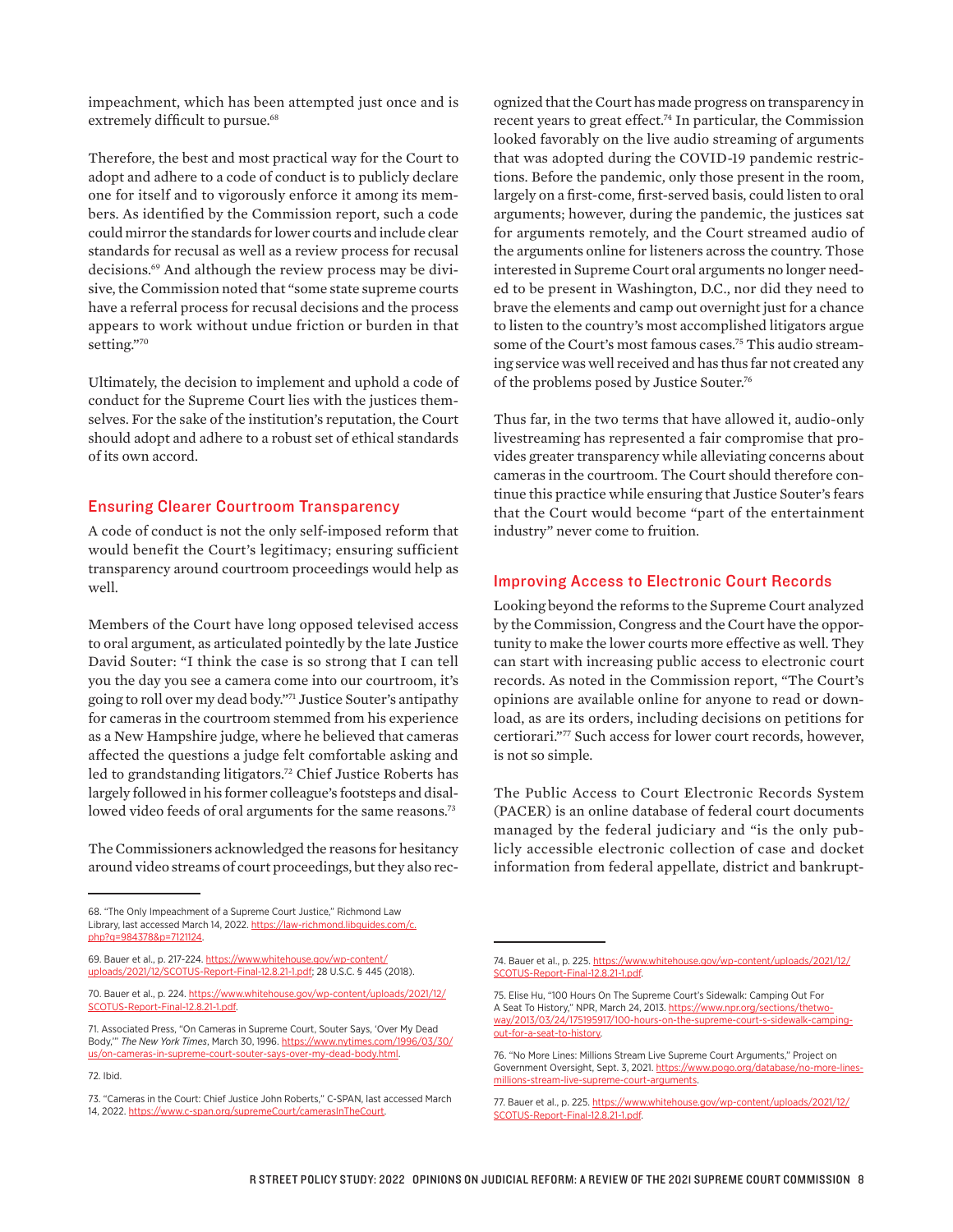impeachment, which has been attempted just once and is extremely difficult to pursue.[68]

Therefore, the best and most practical way for the Court to adopt and adhere to a code of conduct is to publicly declare one for itself and to vigorously enforce it among its members. As identified by the Commission report, such a code could mirror the standards for lower courts and include clear standards for recusal as well as a review process for recusal decisions.[69] And although the review process may be divisive, the Commission noted that "some state supreme courts have a referral process for recusal decisions and the process appears to work without undue friction or burden in that setting."[70]

Ultimately, the decision to implement and uphold a code of conduct for the Supreme Court lies with the justices themselves. For the sake of the institution's reputation, the Court should adopt and adhere to a robust set of ethical standards of its own accord.

## Ensuring Clearer Courtroom Transparency

A code of conduct is not the only self-imposed reform that would benefit the Court's legitimacy; ensuring sufficient transparency around courtroom proceedings would help as well.

Members of the Court have long opposed televised access to oral argument, as articulated pointedly by the late Justice David Souter: "I think the case is so strong that I can tell you the day you see a camera come into our courtroom, it's going to roll over my dead body."[71] Justice Souter's antipathy for cameras in the courtroom stemmed from his experience as a New Hampshire judge, where he believed that cameras affected the questions a judge felt comfortable asking and led to grandstanding litigators.[72] Chief Justice Roberts has largely followed in his former colleague's footsteps and disallowed video feeds of oral arguments for the same reasons.[73]

The Commissioners acknowledged the reasons for hesitancy around video streams of court proceedings, but they also recognized that the Court has made progress on transparency in recent years to great effect.[74] In particular, the Commission looked favorably on the live audio streaming of arguments that was adopted during the COVID-19 pandemic restrictions. Before the pandemic, only those present in the room, largely on a first-come, first-served basis, could listen to oral arguments; however, during the pandemic, the justices sat for arguments remotely, and the Court streamed audio of the arguments online for listeners across the country. Those interested in Supreme Court oral arguments no longer needed to be present in Washington, D.C., nor did they need to brave the elements and camp out overnight just for a chance to listen to the country's most accomplished litigators argue some of the Court's most famous cases.[75] This audio streaming service was well received and has thus far not created any of the problems posed by Justice Souter.[76]

Thus far, in the two terms that have allowed it, audio-only livestreaming has represented a fair compromise that provides greater transparency while alleviating concerns about cameras in the courtroom. The Court should therefore continue this practice while ensuring that Justice Souter's fears that the Court would become "part of the entertainment industry" never come to fruition.

## Improving Access to Electronic Court Records

Looking beyond the reforms to the Supreme Court analyzed by the Commission, Congress and the Court have the opportunity to make the lower courts more effective as well. They can start with increasing public access to electronic court records. As noted in the Commission report, "The Court's opinions are available online for anyone to read or download, as are its orders, including decisions on petitions for certiorari."[77] Such access for lower court records, however, is not so simple.

The Public Access to Court Electronic Records System (PACER) is an online database of federal court documents managed by the federal judiciary and "is the only publicly accessible electronic collection of case and docket information from federal appellate, district and bankrupt-

---

68. "The Only Impeachment of a Supreme Court Justice," Richmond Law Library, last accessed March 14, 2022. https://law-richmond.libguides.com/c.php?g=984378&p=7121124.

69. Bauer et al., p. 217-224. https://www.whitehouse.gov/wp-content/uploads/2021/12/SCOTUS-Report-Final-12.8.21-1.pdf; 28 U.S.C. § 445 (2018).

70. Bauer et al., p. 224. https://www.whitehouse.gov/wp-content/uploads/2021/12/SCOTUS-Report-Final-12.8.21-1.pdf.

71. Associated Press, "On Cameras in Supreme Court, Souter Says, 'Over My Dead Body,'" *The New York Times*, March 30, 1996. https://www.nytimes.com/1996/03/30/us/on-cameras-in-supreme-court-souter-says-over-my-dead-body.html.

72. Ibid.

73. "Cameras in the Court: Chief Justice John Roberts," C-SPAN, last accessed March 14, 2022. https://www.c-span.org/supremeCourt/camerasInTheCourt.

74. Bauer et al., p. 225. https://www.whitehouse.gov/wp-content/uploads/2021/12/SCOTUS-Report-Final-12.8.21-1.pdf.

75. Elise Hu, "100 Hours On The Supreme Court's Sidewalk: Camping Out For A Seat To History," NPR, March 24, 2013. https://www.npr.org/sections/thetwo-way/2013/03/24/175195917/100-hours-on-the-supreme-court-s-sidewalk-camping-out-for-a-seat-to-history.

76. "No More Lines: Millions Stream Live Supreme Court Arguments," Project on Government Oversight, Sept. 3, 2021. https://www.pogo.org/database/no-more-lines-millions-stream-live-supreme-court-arguments.

77. Bauer et al., p. 225. https://www.whitehouse.gov/wp-content/uploads/2021/12/SCOTUS-Report-Final-12.8.21-1.pdf.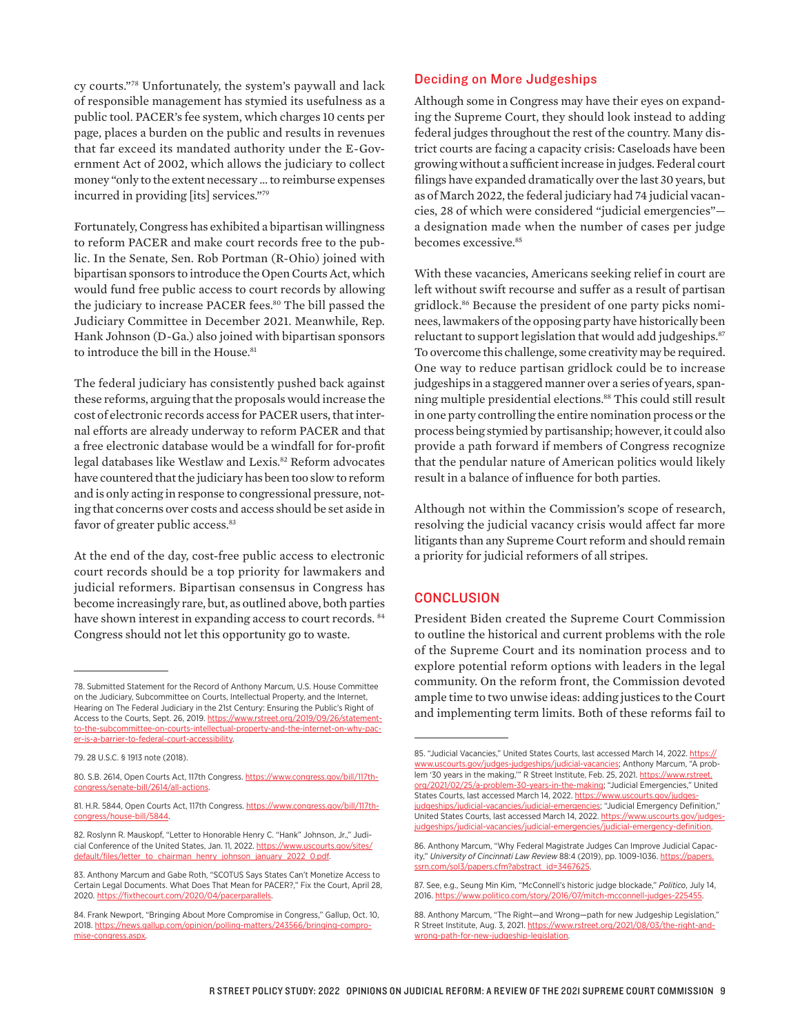cy courts."[78] Unfortunately, the system's paywall and lack of responsible management has stymied its usefulness as a public tool. PACER's fee system, which charges 10 cents per page, places a burden on the public and results in revenues that far exceed its mandated authority under the E-Government Act of 2002, which allows the judiciary to collect money "only to the extent necessary ... to reimburse expenses incurred in providing [its] services."[79]

Fortunately, Congress has exhibited a bipartisan willingness to reform PACER and make court records free to the public. In the Senate, Sen. Rob Portman (R-Ohio) joined with bipartisan sponsors to introduce the Open Courts Act, which would fund free public access to court records by allowing the judiciary to increase PACER fees.[80] The bill passed the Judiciary Committee in December 2021. Meanwhile, Rep. Hank Johnson (D-Ga.) also joined with bipartisan sponsors to introduce the bill in the House.[81]

The federal judiciary has consistently pushed back against these reforms, arguing that the proposals would increase the cost of electronic records access for PACER users, that internal efforts are already underway to reform PACER and that a free electronic database would be a windfall for for-profit legal databases like Westlaw and Lexis.[82] Reform advocates have countered that the judiciary has been too slow to reform and is only acting in response to congressional pressure, noting that concerns over costs and access should be set aside in favor of greater public access.[83]

At the end of the day, cost-free public access to electronic court records should be a top priority for lawmakers and judicial reformers. Bipartisan consensus in Congress has become increasingly rare, but, as outlined above, both parties have shown interest in expanding access to court records.[84] Congress should not let this opportunity go to waste.

### Deciding on More Judgeships

Although some in Congress may have their eyes on expanding the Supreme Court, they should look instead to adding federal judges throughout the rest of the country. Many district courts are facing a capacity crisis: Caseloads have been growing without a sufficient increase in judges. Federal court filings have expanded dramatically over the last 30 years, but as of March 2022, the federal judiciary had 74 judicial vacancies, 28 of which were considered "judicial emergencies"—a designation made when the number of cases per judge becomes excessive.[85]

With these vacancies, Americans seeking relief in court are left without swift recourse and suffer as a result of partisan gridlock.[86] Because the president of one party picks nominees, lawmakers of the opposing party have historically been reluctant to support legislation that would add judgeships.[87] To overcome this challenge, some creativity may be required. One way to reduce partisan gridlock could be to increase judgeships in a staggered manner over a series of years, spanning multiple presidential elections.[88] This could still result in one party controlling the entire nomination process or the process being stymied by partisanship; however, it could also provide a path forward if members of Congress recognize that the pendular nature of American politics would likely result in a balance of influence for both parties.

Although not within the Commission's scope of research, resolving the judicial vacancy crisis would affect far more litigants than any Supreme Court reform and should remain a priority for judicial reformers of all stripes.

## CONCLUSION

President Biden created the Supreme Court Commission to outline the historical and current problems with the role of the Supreme Court and its nomination process and to explore potential reform options with leaders in the legal community. On the reform front, the Commission devoted ample time to two unwise ideas: adding justices to the Court and implementing term limits. Both of these reforms fail to

---

78. Submitted Statement for the Record of Anthony Marcum, U.S. House Committee on the Judiciary, Subcommittee on Courts, Intellectual Property, and the Internet, Hearing on The Federal Judiciary in the 21st Century: Ensuring the Public's Right of Access to the Courts, Sept. 26, 2019. https://www.rstreet.org/2019/09/26/statement-to-the-subcommittee-on-courts-intellectual-property-and-the-internet-on-why-pacer-is-a-barrier-to-federal-court-accessibility.

79. 28 U.S.C. § 1913 note (2018).

80. S.B. 2614, Open Courts Act, 117th Congress. https://www.congress.gov/bill/117th-congress/senate-bill/2614/all-actions.

81. H.R. 5844, Open Courts Act, 117th Congress. https://www.congress.gov/bill/117th-congress/house-bill/5844.

82. Roslynn R. Mauskopf, "Letter to Honorable Henry C. "Hank" Johnson, Jr.," Judicial Conference of the United States, Jan. 11, 2022. https://www.uscourts.gov/sites/default/files/letter_to_chairman_henry_johnson_january_2022_0.pdf.

83. Anthony Marcum and Gabe Roth, "SCOTUS Says States Can't Monetize Access to Certain Legal Documents. What Does That Mean for PACER?," Fix the Court, April 28, 2020. https://fixthecourt.com/2020/04/pacerparallels.

84. Frank Newport, "Bringing About More Compromise in Congress," Gallup, Oct. 10, 2018. https://news.gallup.com/opinion/polling-matters/243566/bringing-compromise-congress.aspx.

85. "Judicial Vacancies," United States Courts, last accessed March 14, 2022. https://www.uscourts.gov/judges-judgeships/judicial-vacancies; Anthony Marcum, "A problem '30 years in the making,'" R Street Institute, Feb. 25, 2021. https://www.rstreet.org/2021/02/25/a-problem-30-years-in-the-making; "Judicial Emergencies," United States Courts, last accessed March 14, 2022. https://www.uscourts.gov/judges-judgeships/judicial-vacancies/judicial-emergencies; "Judicial Emergency Definition," United States Courts, last accessed March 14, 2022. https://www.uscourts.gov/judges-judgeships/judicial-vacancies/judicial-emergencies/judicial-emergency-definition.

86. Anthony Marcum, "Why Federal Magistrate Judges Can Improve Judicial Capacity," *University of Cincinnati Law Review* 88:4 (2019), pp. 1009-1036. https://papers.ssrn.com/sol3/papers.cfm?abstract_id=3467625.

87. See, e.g., Seung Min Kim, "McConnell's historic judge blockade," *Politico*, July 14, 2016. https://www.politico.com/story/2016/07/mitch-mcconnell-judges-225455.

88. Anthony Marcum, "The Right—and Wrong—path for new Judgeship Legislation," R Street Institute, Aug. 3, 2021. https://www.rstreet.org/2021/08/03/the-right-and-wrong-path-for-new-judgeship-legislation.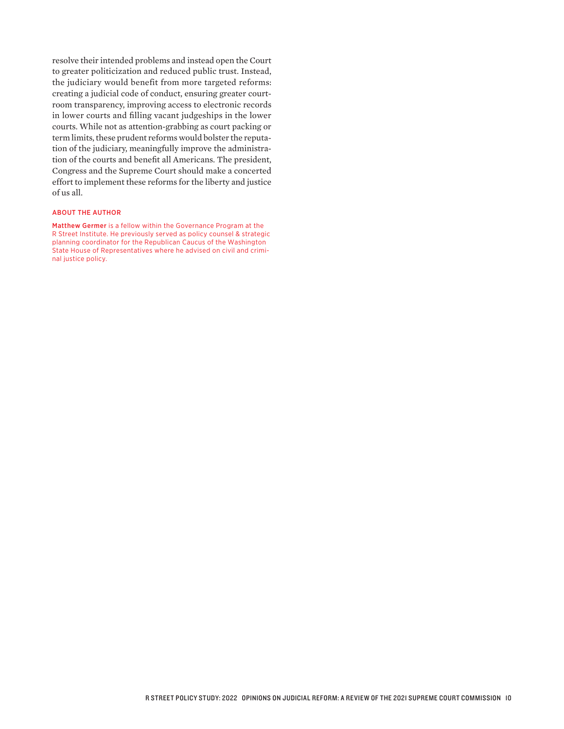resolve their intended problems and instead open the Court to greater politicization and reduced public trust. Instead, the judiciary would benefit from more targeted reforms: creating a judicial code of conduct, ensuring greater courtroom transparency, improving access to electronic records in lower courts and filling vacant judgeships in the lower courts. While not as attention-grabbing as court packing or term limits, these prudent reforms would bolster the reputation of the judiciary, meaningfully improve the administration of the courts and benefit all Americans. The president, Congress and the Supreme Court should make a concerted effort to implement these reforms for the liberty and justice of us all.

### ABOUT THE AUTHOR

**Matthew Germer** is a fellow within the Governance Program at the R Street Institute. He previously served as policy counsel & strategic planning coordinator for the Republican Caucus of the Washington State House of Representatives where he advised on civil and criminal justice policy.